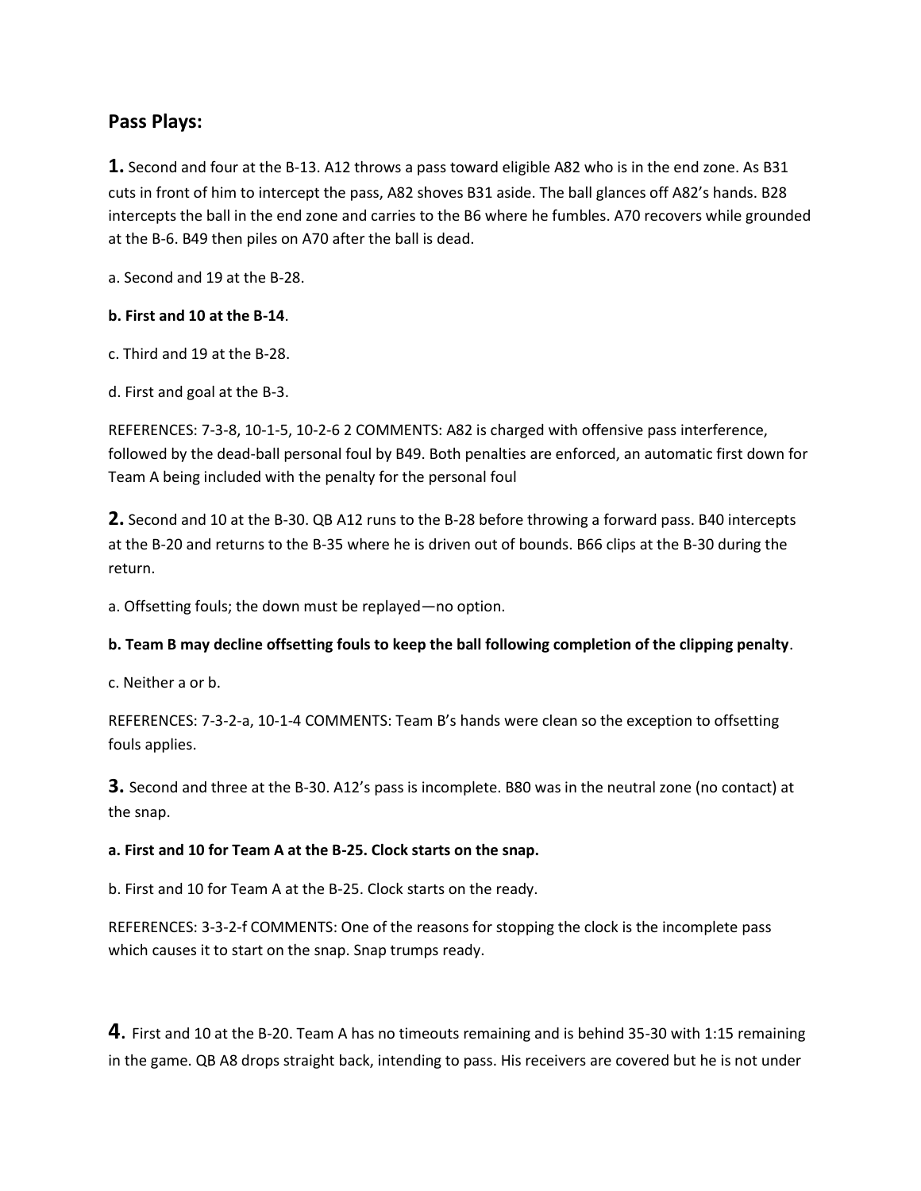## Pass Plays:

**1.** Second and four at the B-13. A12 throws a pass toward eligible A82 who is in the end zone. As B31 cuts in front of him to intercept the pass, A82 shoves B31 aside. The ball glances off A82's hands. B28 intercepts the ball in the end zone and carries to the B6 where he fumbles. A70 recovers while grounded at the B-6. B49 then piles on A70 after the ball is dead.

a. Second and 19 at the B-28.

**b. First and 10 at the B-14**.

c. Third and 19 at the B-28.

d. First and goal at the B-3.

REFERENCES: 7-3-8, 10-1-5, 10-2-6 2 COMMENTS: A82 is charged with offensive pass interference, followed by the dead-ball personal foul by B49. Both penalties are enforced, an automatic first down for Team A being included with the penalty for the personal foul

**2.** Second and 10 at the B-30. QB A12 runs to the B-28 before throwing a forward pass. B40 intercepts at the B-20 and returns to the B-35 where he is driven out of bounds. B66 clips at the B-30 during the return.

a. Offsetting fouls; the down must be replayed—no option.

**b. Team B may decline offsetting fouls to keep the ball following completion of the clipping penalty**.

c. Neither a or b.

REFERENCES: 7-3-2-a, 10-1-4 COMMENTS: Team B's hands were clean so the exception to offsetting fouls applies.

**3.** Second and three at the B-30. A12's pass is incomplete. B80 was in the neutral zone (no contact) at the snap.

**a. First and 10 for Team A at the B-25. Clock starts on the snap.**

b. First and 10 for Team A at the B-25. Clock starts on the ready.

REFERENCES: 3-3-2-f COMMENTS: One of the reasons for stopping the clock is the incomplete pass which causes it to start on the snap. Snap trumps ready.

**4.** First and 10 at the B-20. Team A has no timeouts remaining and is behind 35-30 with 1:15 remaining in the game. QB A8 drops straight back, intending to pass. His receivers are covered but he is not under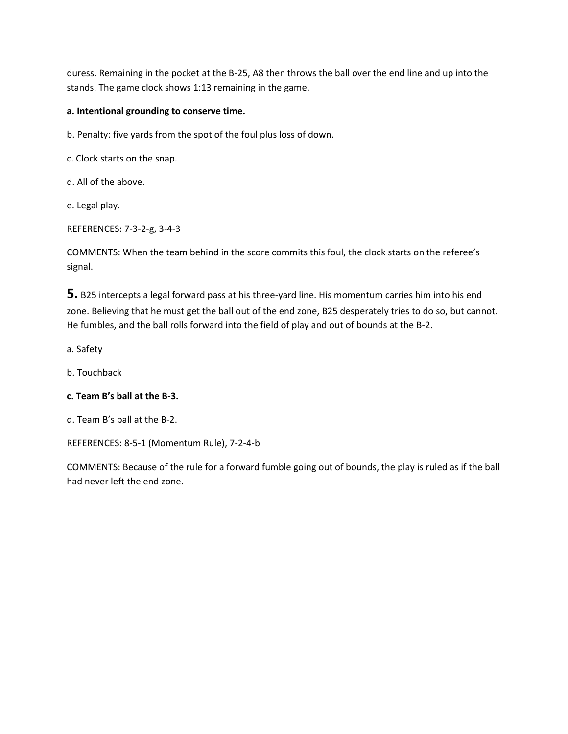duress. Remaining in the pocket at the B-25, A8 then throws the ball over the end line and up into the stands. The game clock shows 1:13 remaining in the game.

**a. Intentional grounding to conserve time.**

b. Penalty: five yards from the spot of the foul plus loss of down.

c. Clock starts on the snap.

d. All of the above.

e. Legal play.

REFERENCES: 7-3-2-g, 3-4-3

COMMENTS: When the team behind in the score commits this foul, the clock starts on the referee's signal.

**5.** B25 intercepts a legal forward pass at his three-yard line. His momentum carries him into his end zone. Believing that he must get the ball out of the end zone, B25 desperately tries to do so, but cannot. He fumbles, and the ball rolls forward into the field of play and out of bounds at the B-2.

a. Safety

b. Touchback

**c. Team B's ball at the B-3.**

d. Team B's ball at the B-2.

REFERENCES: 8-5-1 (Momentum Rule), 7-2-4-b

COMMENTS: Because of the rule for a forward fumble going out of bounds, the play is ruled as if the ball had never left the end zone.